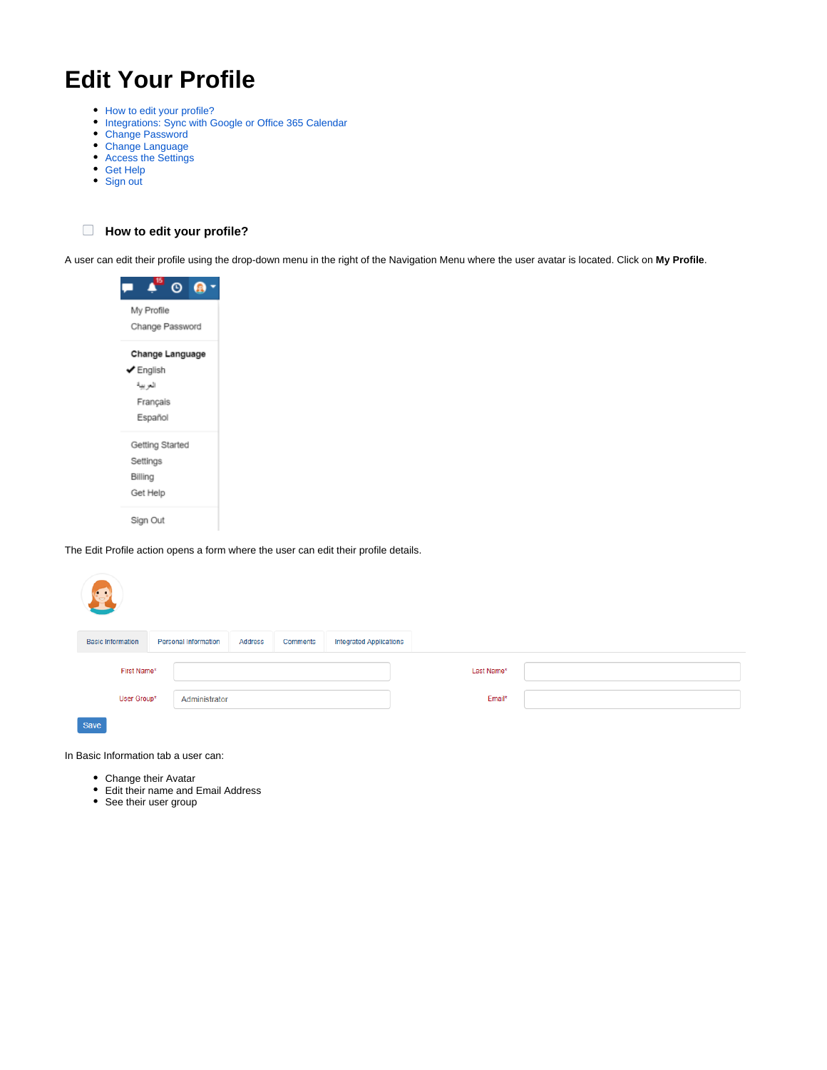# Edit Your Profile

- How to edit your profile?
- Integrations: Sync with Google or Office 365 Calendar
- Change Password
- Change Language
- Access the Settings
- Get Help
- Sign out

### How to edit your profile?

A user can edit their profile using the drop-down menu in the right of the Navigation Menu where the user avatar is located. Click on **My Profile**.

The Edit Profile action opens a form where the user can edit their profile details.

In Basic Information tab a user can:

- Change their Avatar
- Edit their name and Email Address
- See their user group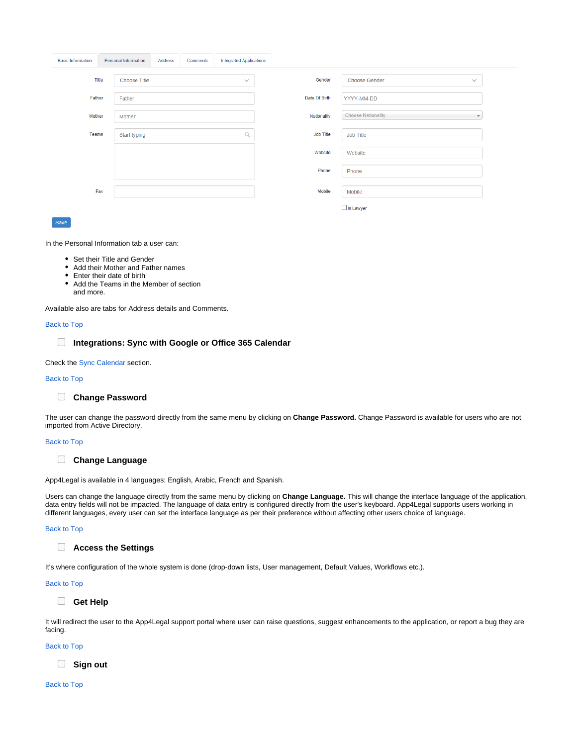Basic Information | Personal Information | Address | Comments | Integrated Applications

Title: Choose Title
Father: Father
Mother: Mother
Teams: Start typing
Fax:

Gender: Choose Gender
Date Of Birth: YYYY-MM-DD
Nationality: Choose Nationality
Job Title: Job Title
Website: Website
Phone: Phone
Mobile: Mobile
Is Lawyer

Save

In the Personal Information tab a user can:

- Set their Title and Gender
- Add their Mother and Father names
- Enter their date of birth
- Add the Teams in the Member of section
  and more.

Available also are tabs for Address details and Comments.

Back to Top

### Integrations: Sync with Google or Office 365 Calendar

Check the Sync Calendar section.

Back to Top

### Change Password

The user can change the password directly from the same menu by clicking on **Change Password.** Change Password is available for users who are not imported from Active Directory.

Back to Top

### Change Language

App4Legal is available in 4 languages: English, Arabic, French and Spanish.

Users can change the language directly from the same menu by clicking on **Change Language.** This will change the interface language of the application, data entry fields will not be impacted. The language of data entry is configured directly from the user's keyboard. App4Legal supports users working in different languages, every user can set the interface language as per their preference without affecting other users choice of language.

Back to Top

### Access the Settings

It's where configuration of the whole system is done (drop-down lists, User management, Default Values, Workflows etc.).

Back to Top

### Get Help

It will redirect the user to the App4Legal support portal where user can raise questions, suggest enhancements to the application, or report a bug they are facing.

Back to Top

### Sign out

Back to Top